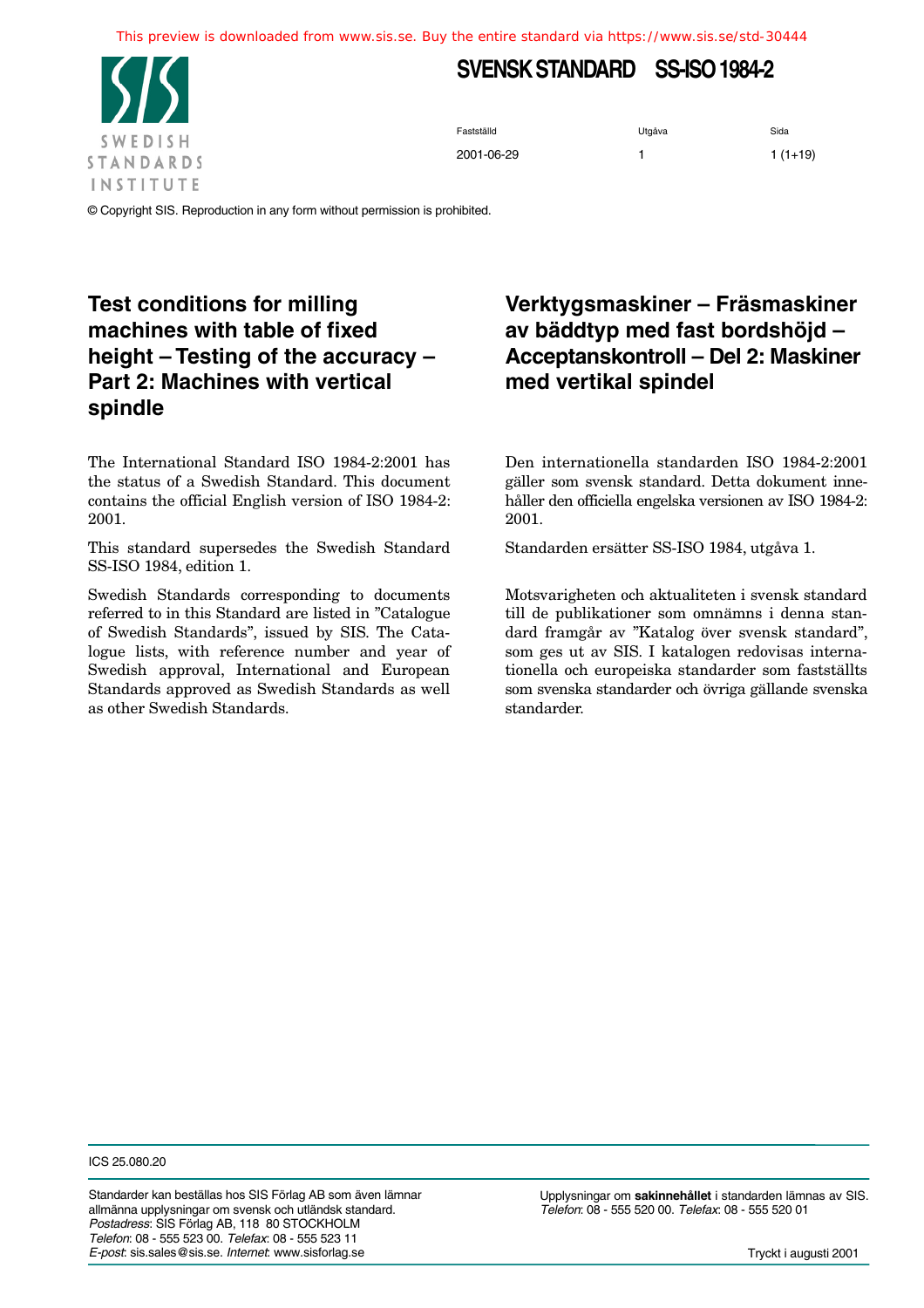This preview is downloaded from www.sis.se. Buy the entire standard via https://www.sis.se/std-30444

SWEDISH STANDARDS INSTITUTE

# SVENSK STANDARD SS-ISO 1984-2

| Fastställd | Utgåva | Sida |
| --- | --- | --- |
| 2001-06-29 | 1 | 1 (1+19) |

© Copyright SIS. Reproduction in any form without permission is prohibited.

## Test conditions for milling machines with table of fixed height – Testing of the accuracy – Part 2: Machines with vertical spindle

The International Standard ISO 1984-2:2001 has the status of a Swedish Standard. This document contains the official English version of ISO 1984-2: 2001.

This standard supersedes the Swedish Standard SS-ISO 1984, edition 1.

Swedish Standards corresponding to documents referred to in this Standard are listed in ”Catalogue of Swedish Standards”, issued by SIS. The Catalogue lists, with reference number and year of Swedish approval, International and European Standards approved as Swedish Standards as well as other Swedish Standards.

## Verktygsmaskiner – Fräsmaskiner av bäddtyp med fast bordshöjd – Acceptanskontroll – Del 2: Maskiner med vertikal spindel

Den internationella standarden ISO 1984-2:2001 gäller som svensk standard. Detta dokument innehåller den officiella engelska versionen av ISO 1984-2: 2001.

Standarden ersätter SS-ISO 1984, utgåva 1.

Motsvarigheten och aktualiteten i svensk standard till de publikationer som omnämns i denna standard framgår av ”Katalog över svensk standard”, som ges ut av SIS. I katalogen redovisas internationella och europeiska standarder som fastställts som svenska standarder och övriga gällande svenska standarder.

ICS 25.080.20

Standarder kan beställas hos SIS Förlag AB som även lämnar allmänna upplysningar om svensk och utländsk standard.
*Postadress*: SIS Förlag AB, 118 80 STOCKHOLM
*Telefon*: 08 - 555 523 00. *Telefax*: 08 - 555 523 11
*E-post*: sis.sales@sis.se. *Internet*: www.sisforlag.se

Upplysningar om **sakinnehållet** i standarden lämnas av SIS.
*Telefon*: 08 - 555 520 00. *Telefax*: 08 - 555 520 01

Tryckt i augusti 2001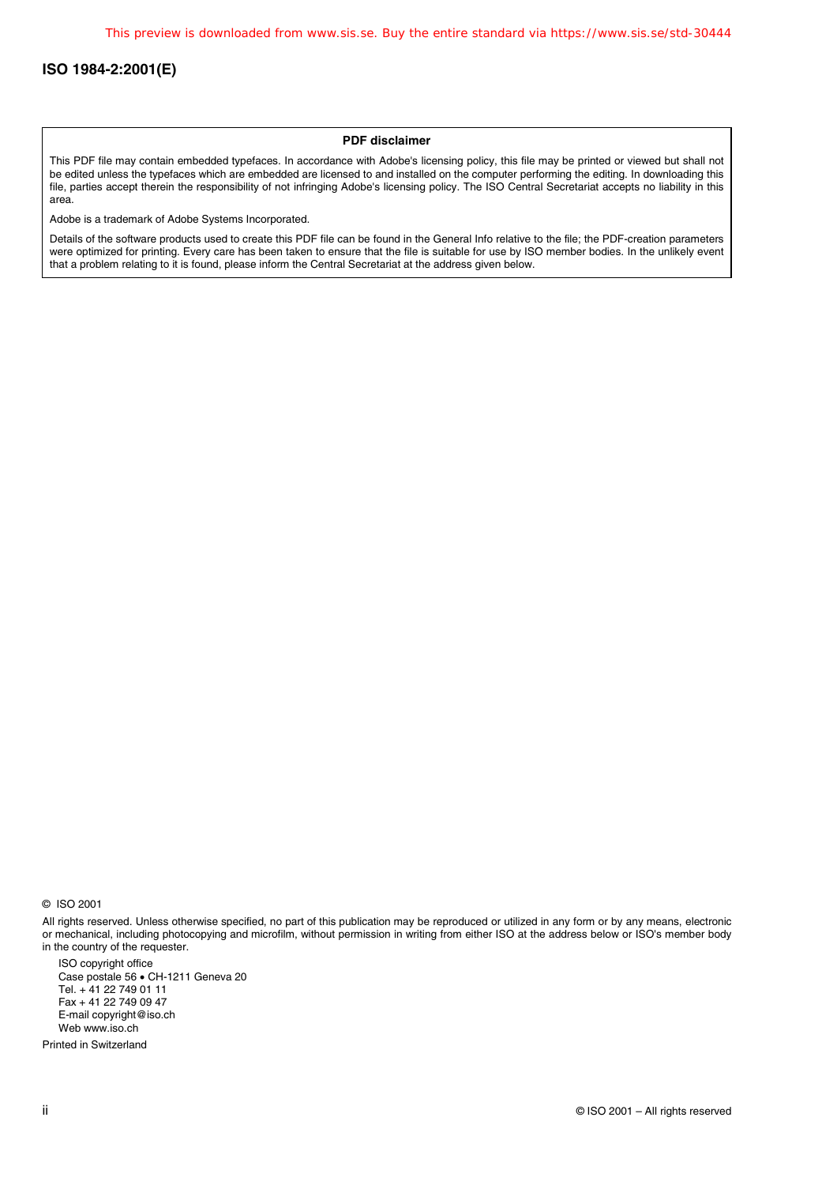**PDF disclaimer**

This PDF file may contain embedded typefaces. In accordance with Adobe's licensing policy, this file may be printed or viewed but shall not be edited unless the typefaces which are embedded are licensed to and installed on the computer performing the editing. In downloading this file, parties accept therein the responsibility of not infringing Adobe's licensing policy. The ISO Central Secretariat accepts no liability in this area.

Adobe is a trademark of Adobe Systems Incorporated.

Details of the software products used to create this PDF file can be found in the General Info relative to the file; the PDF-creation parameters were optimized for printing. Every care has been taken to ensure that the file is suitable for use by ISO member bodies. In the unlikely event that a problem relating to it is found, please inform the Central Secretariat at the address given below.

© ISO 2001

All rights reserved. Unless otherwise specified, no part of this publication may be reproduced or utilized in any form or by any means, electronic or mechanical, including photocopying and microfilm, without permission in writing from either ISO at the address below or ISO's member body in the country of the requester.

ISO copyright office
Case postale 56 • CH-1211 Geneva 20
Tel. + 41 22 749 01 11
Fax + 41 22 749 09 47
E-mail copyright@iso.ch
Web www.iso.ch

Printed in Switzerland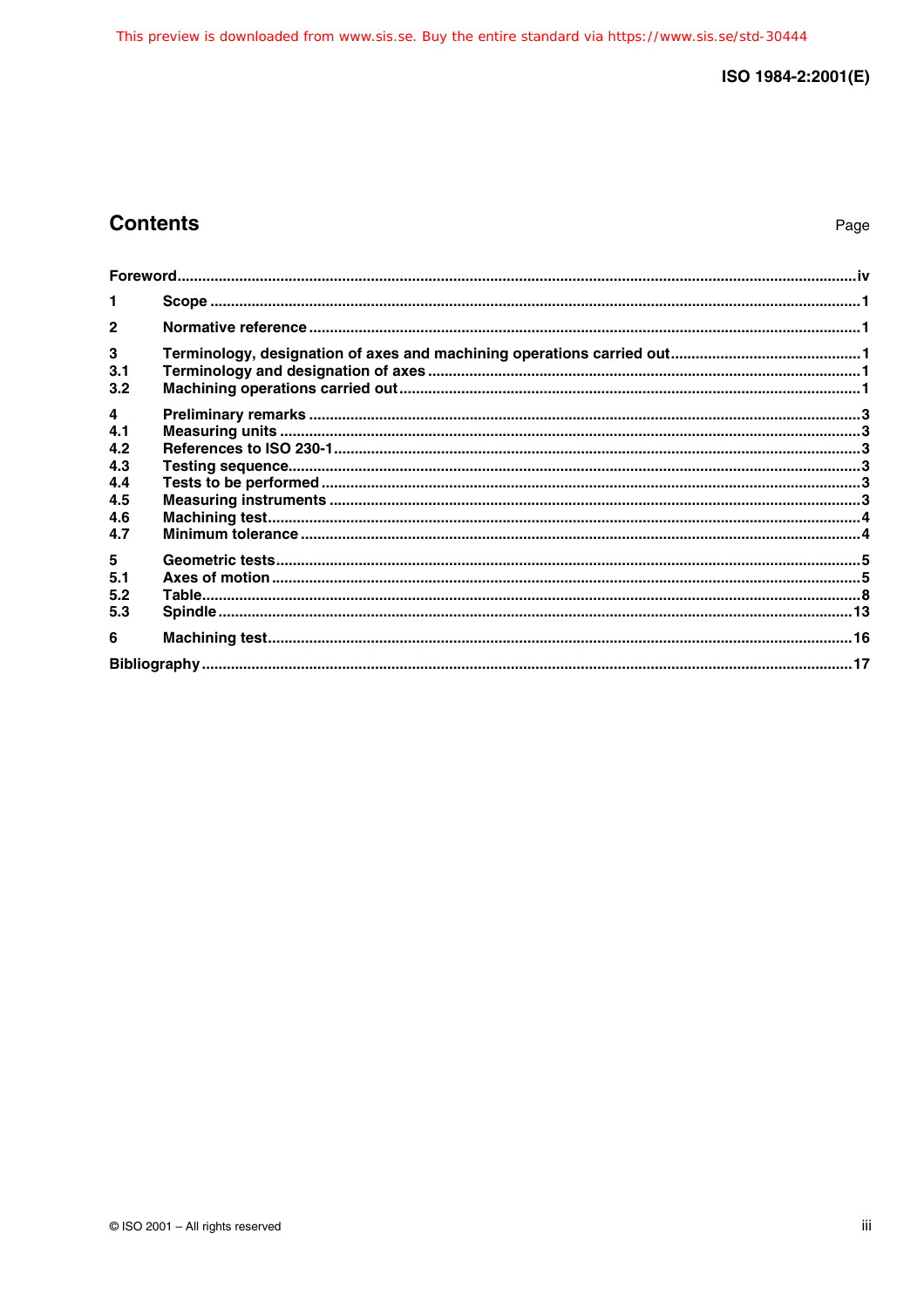# Contents

| | | Page |
|---|---|---|
| **Foreword** | | **iv** |
| **1** | **Scope** | **1** |
| **2** | **Normative reference** | **1** |
| **3** | **Terminology, designation of axes and machining operations carried out** | **1** |
| **3.1** | **Terminology and designation of axes** | **1** |
| **3.2** | **Machining operations carried out** | **1** |
| **4** | **Preliminary remarks** | **3** |
| **4.1** | **Measuring units** | **3** |
| **4.2** | **References to ISO 230-1** | **3** |
| **4.3** | **Testing sequence** | **3** |
| **4.4** | **Tests to be performed** | **3** |
| **4.5** | **Measuring instruments** | **3** |
| **4.6** | **Machining test** | **4** |
| **4.7** | **Minimum tolerance** | **4** |
| **5** | **Geometric tests** | **5** |
| **5.1** | **Axes of motion** | **5** |
| **5.2** | **Table** | **8** |
| **5.3** | **Spindle** | **13** |
| **6** | **Machining test** | **16** |
| **Bibliography** | | **17** |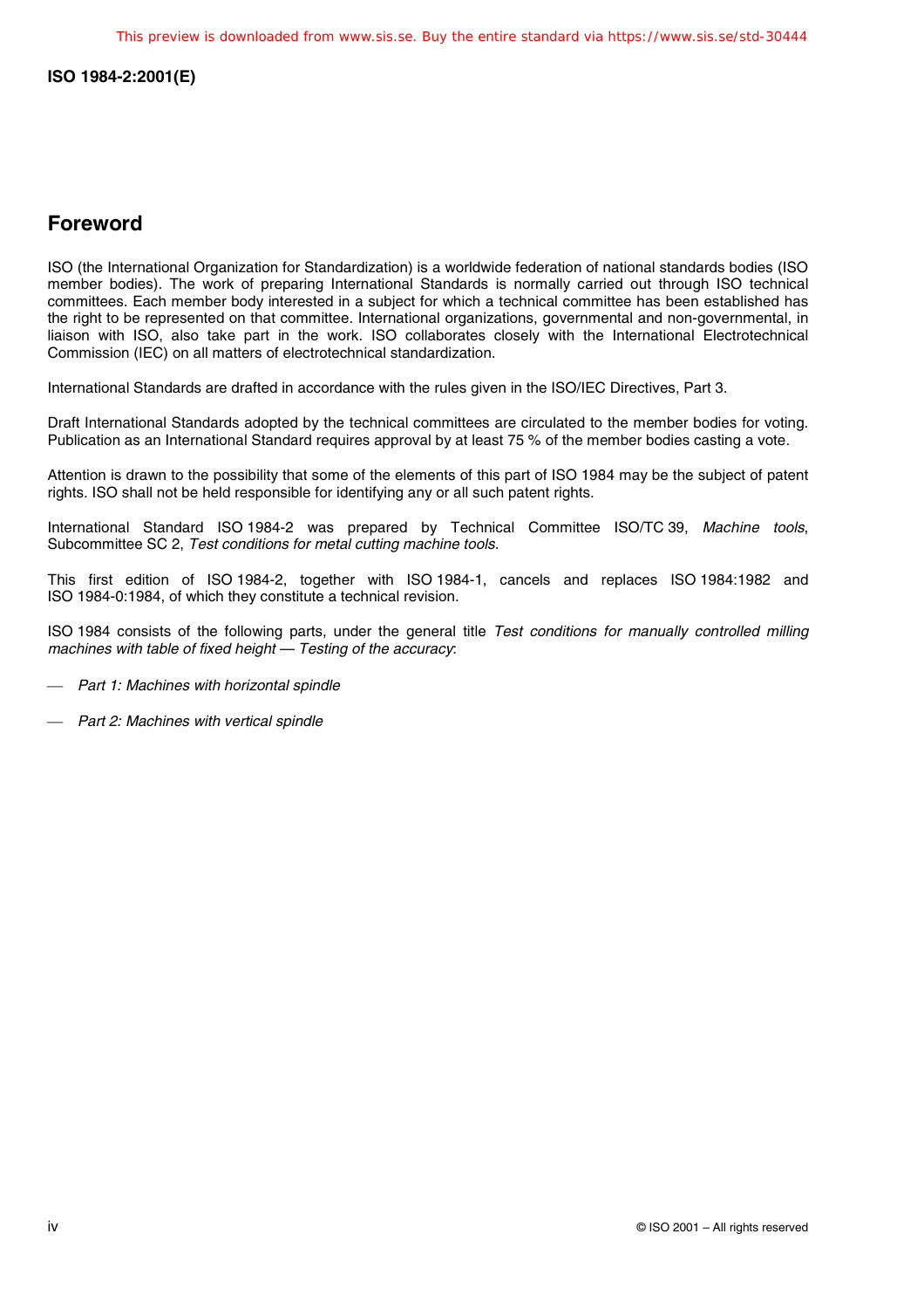## Foreword

ISO (the International Organization for Standardization) is a worldwide federation of national standards bodies (ISO member bodies). The work of preparing International Standards is normally carried out through ISO technical committees. Each member body interested in a subject for which a technical committee has been established has the right to be represented on that committee. International organizations, governmental and non-governmental, in liaison with ISO, also take part in the work. ISO collaborates closely with the International Electrotechnical Commission (IEC) on all matters of electrotechnical standardization.

International Standards are drafted in accordance with the rules given in the ISO/IEC Directives, Part 3.

Draft International Standards adopted by the technical committees are circulated to the member bodies for voting. Publication as an International Standard requires approval by at least 75 % of the member bodies casting a vote.

Attention is drawn to the possibility that some of the elements of this part of ISO 1984 may be the subject of patent rights. ISO shall not be held responsible for identifying any or all such patent rights.

International Standard ISO 1984-2 was prepared by Technical Committee ISO/TC 39, *Machine tools*, Subcommittee SC 2, *Test conditions for metal cutting machine tools*.

This first edition of ISO 1984-2, together with ISO 1984-1, cancels and replaces ISO 1984:1982 and ISO 1984-0:1984, of which they constitute a technical revision.

ISO 1984 consists of the following parts, under the general title *Test conditions for manually controlled milling machines with table of fixed height — Testing of the accuracy*:

- *Part 1: Machines with horizontal spindle*
- *Part 2: Machines with vertical spindle*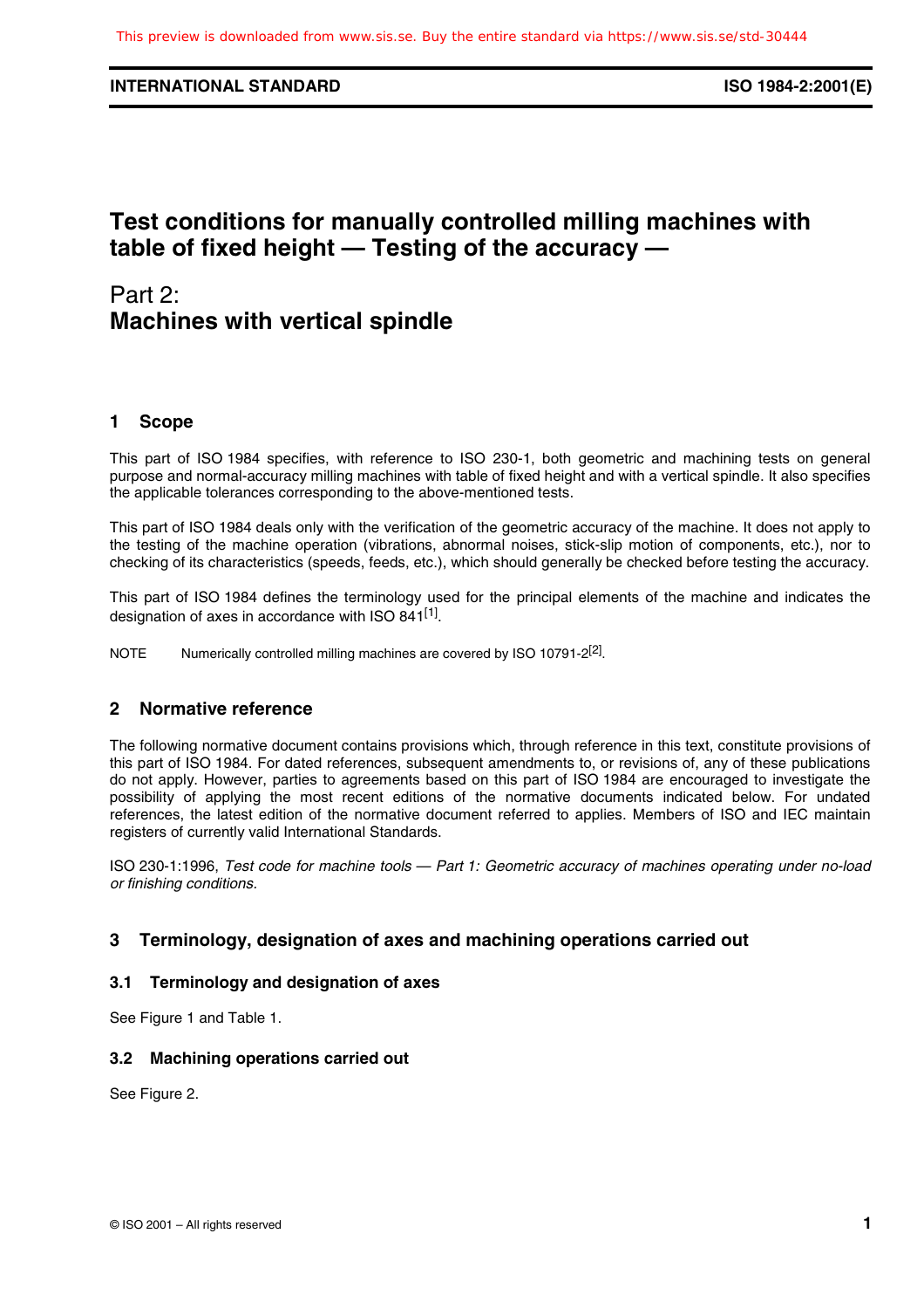# Test conditions for manually controlled milling machines with table of fixed height — Testing of the accuracy —

## Part 2:
## Machines with vertical spindle

## 1 Scope

This part of ISO 1984 specifies, with reference to ISO 230-1, both geometric and machining tests on general purpose and normal-accuracy milling machines with table of fixed height and with a vertical spindle. It also specifies the applicable tolerances corresponding to the above-mentioned tests.

This part of ISO 1984 deals only with the verification of the geometric accuracy of the machine. It does not apply to the testing of the machine operation (vibrations, abnormal noises, stick-slip motion of components, etc.), nor to checking of its characteristics (speeds, feeds, etc.), which should generally be checked before testing the accuracy.

This part of ISO 1984 defines the terminology used for the principal elements of the machine and indicates the designation of axes in accordance with ISO 841[1].

NOTE Numerically controlled milling machines are covered by ISO 10791-2[2].

## 2 Normative reference

The following normative document contains provisions which, through reference in this text, constitute provisions of this part of ISO 1984. For dated references, subsequent amendments to, or revisions of, any of these publications do not apply. However, parties to agreements based on this part of ISO 1984 are encouraged to investigate the possibility of applying the most recent editions of the normative documents indicated below. For undated references, the latest edition of the normative document referred to applies. Members of ISO and IEC maintain registers of currently valid International Standards.

ISO 230-1:1996, *Test code for machine tools — Part 1: Geometric accuracy of machines operating under no-load or finishing conditions.*

## 3 Terminology, designation of axes and machining operations carried out

### 3.1 Terminology and designation of axes

See Figure 1 and Table 1.

### 3.2 Machining operations carried out

See Figure 2.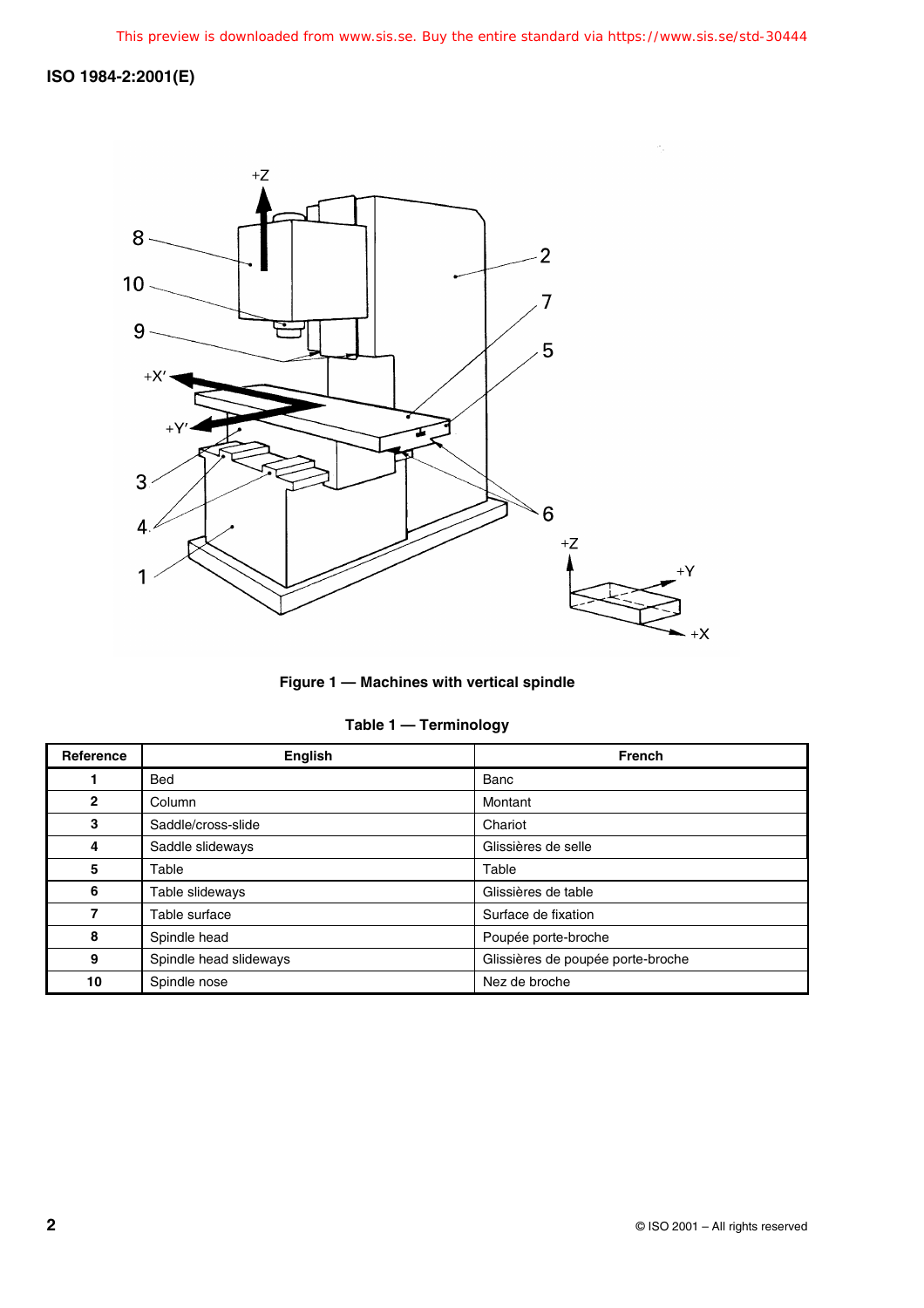Figure 1 — Machines with vertical spindle

**Table 1 — Terminology**

| Reference | English | French |
|---|---|---|
| **1** | Bed | Banc |
| **2** | Column | Montant |
| **3** | Saddle/cross-slide | Chariot |
| **4** | Saddle slideways | Glissières de selle |
| **5** | Table | Table |
| **6** | Table slideways | Glissières de table |
| **7** | Table surface | Surface de fixation |
| **8** | Spindle head | Poupée porte-broche |
| **9** | Spindle head slideways | Glissières de poupée porte-broche |
| **10** | Spindle nose | Nez de broche |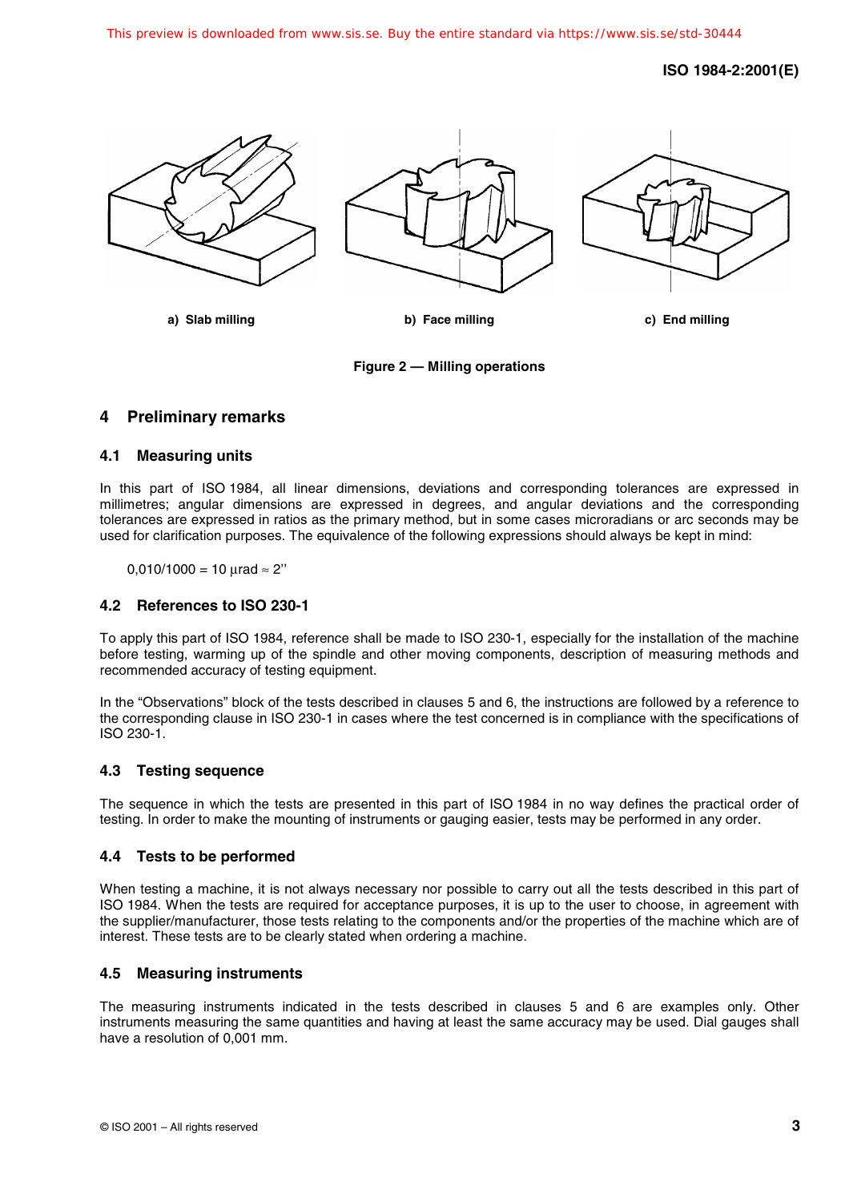a) Slab milling

b) Face milling

c) End milling

**Figure 2 — Milling operations**

## 4 Preliminary remarks

### 4.1 Measuring units

In this part of ISO 1984, all linear dimensions, deviations and corresponding tolerances are expressed in millimetres; angular dimensions are expressed in degrees, and angular deviations and the corresponding tolerances are expressed in ratios as the primary method, but in some cases microradians or arc seconds may be used for clarification purposes. The equivalence of the following expressions should always be kept in mind:

$0{,}010/1000 = 10\ \mu\text{rad} \approx 2''$

### 4.2 References to ISO 230-1

To apply this part of ISO 1984, reference shall be made to ISO 230-1, especially for the installation of the machine before testing, warming up of the spindle and other moving components, description of measuring methods and recommended accuracy of testing equipment.

In the "Observations" block of the tests described in clauses 5 and 6, the instructions are followed by a reference to the corresponding clause in ISO 230-1 in cases where the test concerned is in compliance with the specifications of ISO 230-1.

### 4.3 Testing sequence

The sequence in which the tests are presented in this part of ISO 1984 in no way defines the practical order of testing. In order to make the mounting of instruments or gauging easier, tests may be performed in any order.

### 4.4 Tests to be performed

When testing a machine, it is not always necessary nor possible to carry out all the tests described in this part of ISO 1984. When the tests are required for acceptance purposes, it is up to the user to choose, in agreement with the supplier/manufacturer, those tests relating to the components and/or the properties of the machine which are of interest. These tests are to be clearly stated when ordering a machine.

### 4.5 Measuring instruments

The measuring instruments indicated in the tests described in clauses 5 and 6 are examples only. Other instruments measuring the same quantities and having at least the same accuracy may be used. Dial gauges shall have a resolution of 0,001 mm.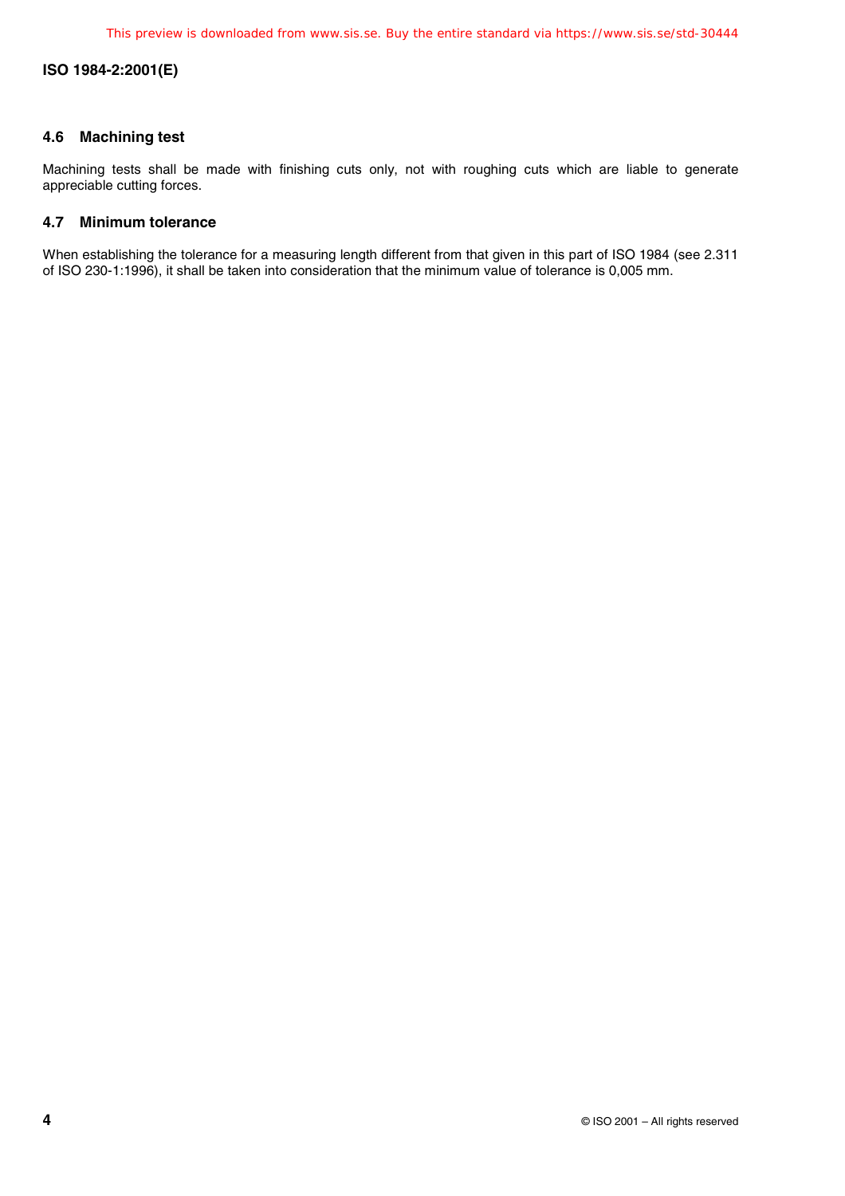### 4.6 Machining test

Machining tests shall be made with finishing cuts only, not with roughing cuts which are liable to generate appreciable cutting forces.

### 4.7 Minimum tolerance

When establishing the tolerance for a measuring length different from that given in this part of ISO 1984 (see 2.311 of ISO 230-1:1996), it shall be taken into consideration that the minimum value of tolerance is 0,005 mm.